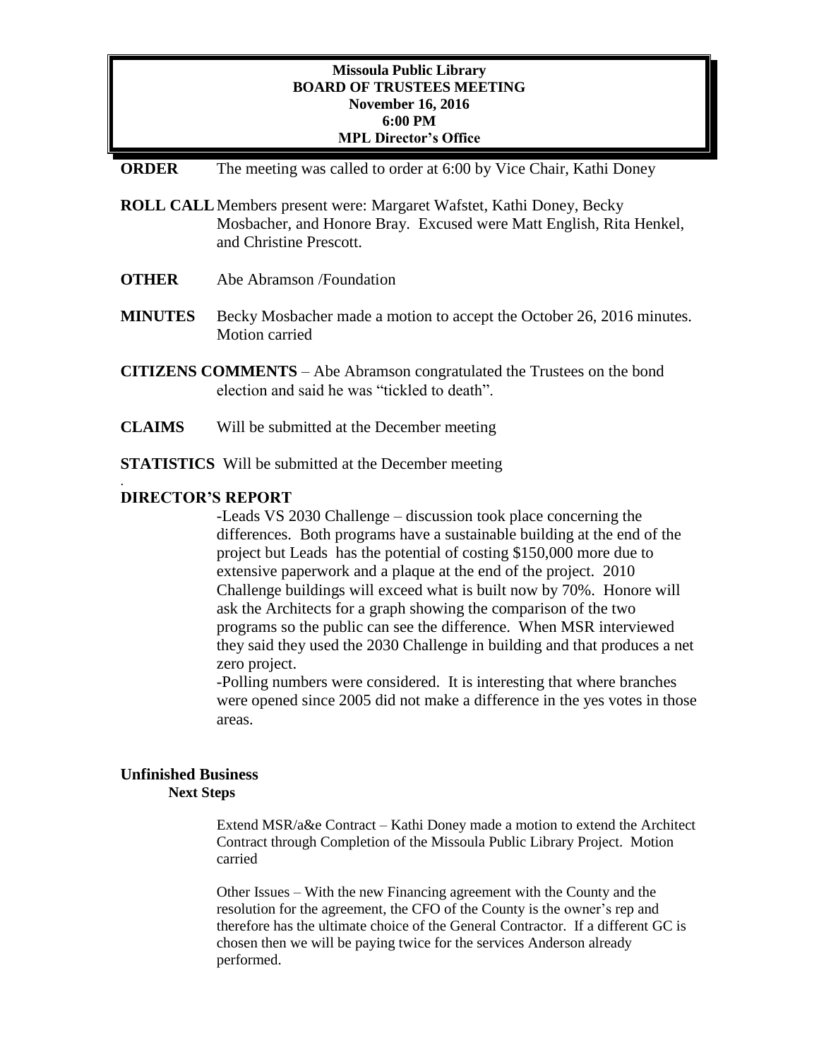**Missoula Public Library**
**BOARD OF TRUSTEES MEETING**
**November 16, 2016**
**6:00 PM**
**MPL Director's Office**

**ORDER** The meeting was called to order at 6:00 by Vice Chair, Kathi Doney

**ROLL CALL** Members present were: Margaret Wafstet, Kathi Doney, Becky Mosbacher, and Honore Bray. Excused were Matt English, Rita Henkel, and Christine Prescott.

**OTHER** Abe Abramson /Foundation

**MINUTES** Becky Mosbacher made a motion to accept the October 26, 2016 minutes. Motion carried

**CITIZENS COMMENTS** – Abe Abramson congratulated the Trustees on the bond election and said he was "tickled to death".

**CLAIMS** Will be submitted at the December meeting

**STATISTICS** Will be submitted at the December meeting

.

**DIRECTOR'S REPORT**

-Leads VS 2030 Challenge – discussion took place concerning the differences. Both programs have a sustainable building at the end of the project but Leads has the potential of costing $150,000 more due to extensive paperwork and a plaque at the end of the project. 2010 Challenge buildings will exceed what is built now by 70%. Honore will ask the Architects for a graph showing the comparison of the two programs so the public can see the difference. When MSR interviewed they said they used the 2030 Challenge in building and that produces a net zero project.

-Polling numbers were considered. It is interesting that where branches were opened since 2005 did not make a difference in the yes votes in those areas.

**Unfinished Business**

**Next Steps**

Extend MSR/a&e Contract – Kathi Doney made a motion to extend the Architect Contract through Completion of the Missoula Public Library Project. Motion carried

Other Issues – With the new Financing agreement with the County and the resolution for the agreement, the CFO of the County is the owner's rep and therefore has the ultimate choice of the General Contractor. If a different GC is chosen then we will be paying twice for the services Anderson already performed.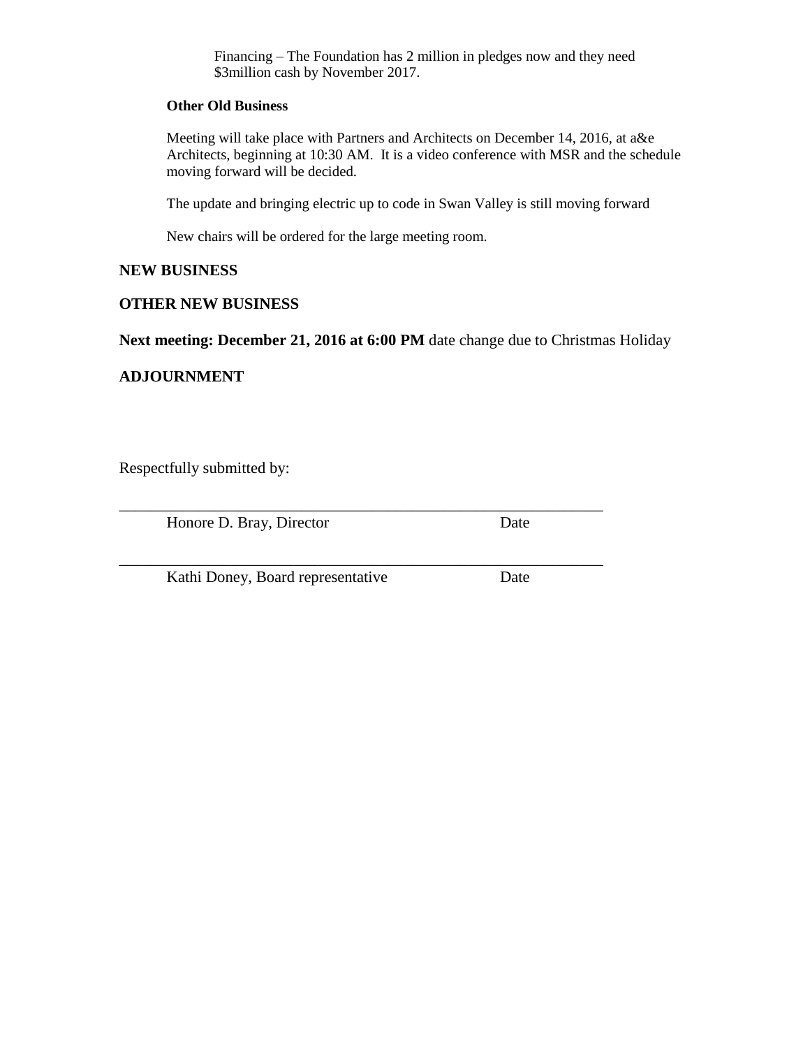Financing – The Foundation has 2 million in pledges now and they need $3million cash by November 2017.

**Other Old Business**

Meeting will take place with Partners and Architects on December 14, 2016, at a&e Architects, beginning at 10:30 AM. It is a video conference with MSR and the schedule moving forward will be decided.

The update and bringing electric up to code in Swan Valley is still moving forward

New chairs will be ordered for the large meeting room.

**NEW BUSINESS**

**OTHER NEW BUSINESS**

**Next meeting: December 21, 2016 at 6:00 PM** date change due to Christmas Holiday

**ADJOURNMENT**

Respectfully submitted by:

_______________________________________________________________

Honore D. Bray, Director Date

_______________________________________________________________

Kathi Doney, Board representative Date